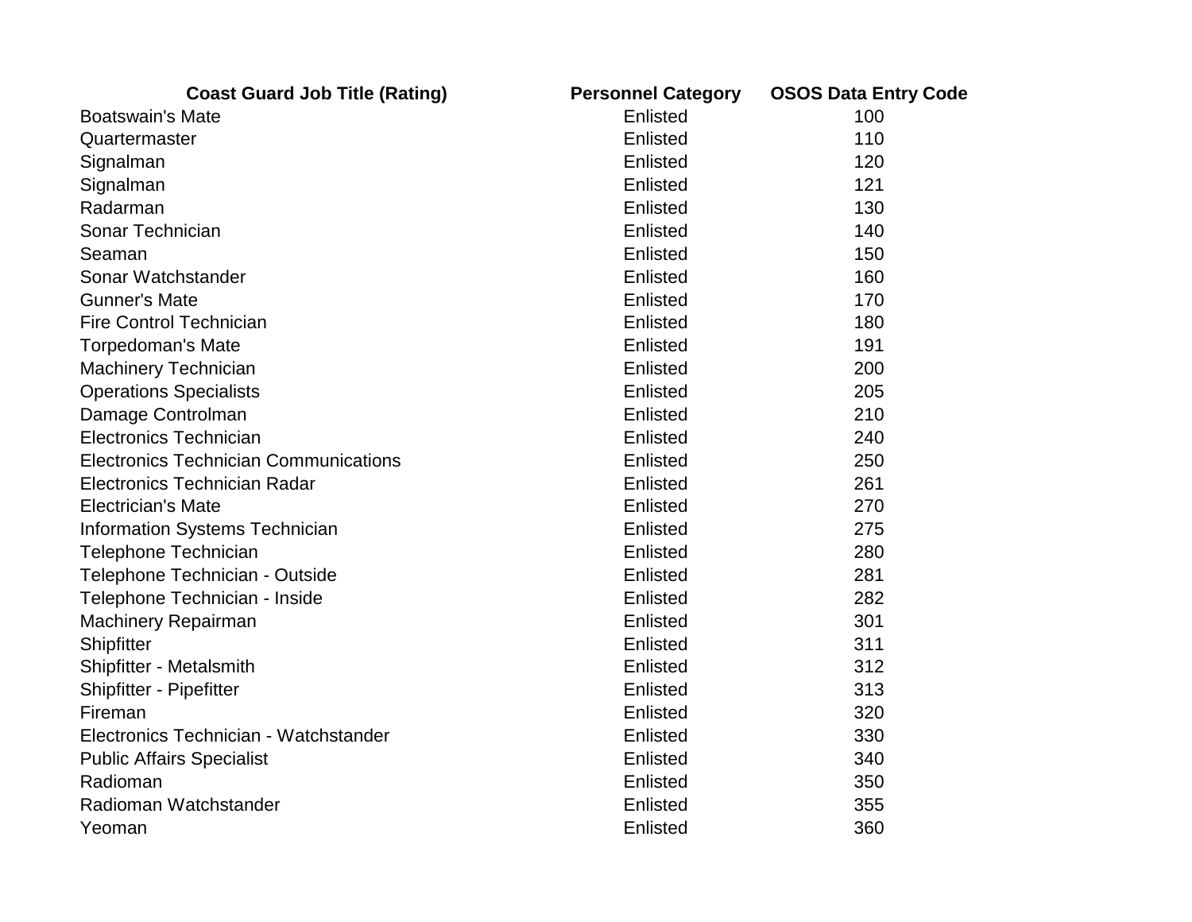| Coast Guard Job Title (Rating) | Personnel Category | OSOS Data Entry Code |
| --- | --- | --- |
| Boatswain's Mate | Enlisted | 100 |
| Quartermaster | Enlisted | 110 |
| Signalman | Enlisted | 120 |
| Signalman | Enlisted | 121 |
| Radarman | Enlisted | 130 |
| Sonar Technician | Enlisted | 140 |
| Seaman | Enlisted | 150 |
| Sonar Watchstander | Enlisted | 160 |
| Gunner's Mate | Enlisted | 170 |
| Fire Control Technician | Enlisted | 180 |
| Torpedoman's Mate | Enlisted | 191 |
| Machinery Technician | Enlisted | 200 |
| Operations Specialists | Enlisted | 205 |
| Damage Controlman | Enlisted | 210 |
| Electronics Technician | Enlisted | 240 |
| Electronics Technician Communications | Enlisted | 250 |
| Electronics Technician Radar | Enlisted | 261 |
| Electrician's Mate | Enlisted | 270 |
| Information Systems Technician | Enlisted | 275 |
| Telephone Technician | Enlisted | 280 |
| Telephone Technician - Outside | Enlisted | 281 |
| Telephone Technician - Inside | Enlisted | 282 |
| Machinery Repairman | Enlisted | 301 |
| Shipfitter | Enlisted | 311 |
| Shipfitter - Metalsmith | Enlisted | 312 |
| Shipfitter - Pipefitter | Enlisted | 313 |
| Fireman | Enlisted | 320 |
| Electronics Technician - Watchstander | Enlisted | 330 |
| Public Affairs Specialist | Enlisted | 340 |
| Radioman | Enlisted | 350 |
| Radioman Watchstander | Enlisted | 355 |
| Yeoman | Enlisted | 360 |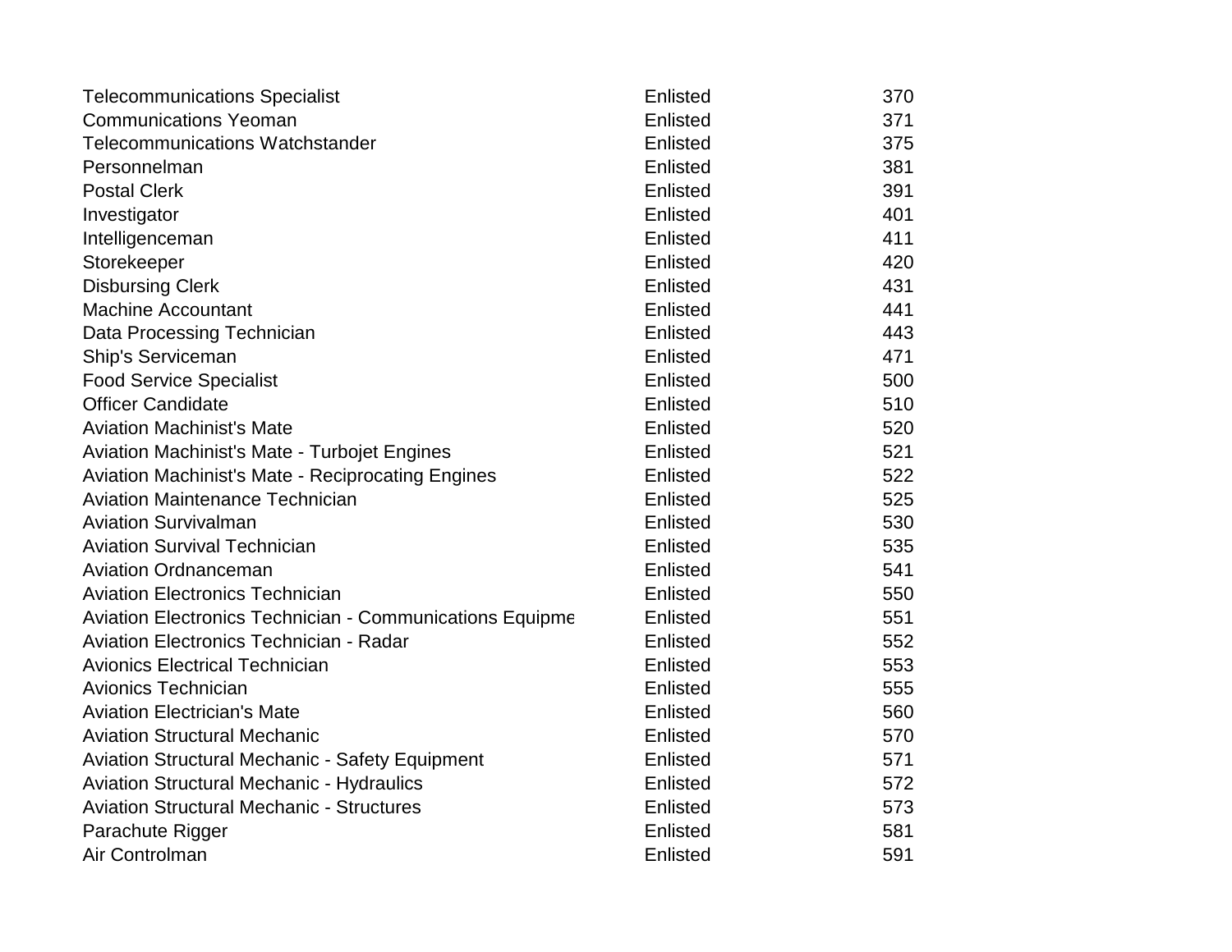| | | |
|---|---|---|
| Telecommunications Specialist | Enlisted | 370 |
| Communications Yeoman | Enlisted | 371 |
| Telecommunications Watchstander | Enlisted | 375 |
| Personnelman | Enlisted | 381 |
| Postal Clerk | Enlisted | 391 |
| Investigator | Enlisted | 401 |
| Intelligenceman | Enlisted | 411 |
| Storekeeper | Enlisted | 420 |
| Disbursing Clerk | Enlisted | 431 |
| Machine Accountant | Enlisted | 441 |
| Data Processing Technician | Enlisted | 443 |
| Ship's Serviceman | Enlisted | 471 |
| Food Service Specialist | Enlisted | 500 |
| Officer Candidate | Enlisted | 510 |
| Aviation Machinist's Mate | Enlisted | 520 |
| Aviation Machinist's Mate - Turbojet Engines | Enlisted | 521 |
| Aviation Machinist's Mate - Reciprocating Engines | Enlisted | 522 |
| Aviation Maintenance Technician | Enlisted | 525 |
| Aviation Survivalman | Enlisted | 530 |
| Aviation Survival Technician | Enlisted | 535 |
| Aviation Ordnanceman | Enlisted | 541 |
| Aviation Electronics Technician | Enlisted | 550 |
| Aviation Electronics Technician - Communications Equipme | Enlisted | 551 |
| Aviation Electronics Technician - Radar | Enlisted | 552 |
| Avionics Electrical Technician | Enlisted | 553 |
| Avionics Technician | Enlisted | 555 |
| Aviation Electrician's Mate | Enlisted | 560 |
| Aviation Structural Mechanic | Enlisted | 570 |
| Aviation Structural Mechanic - Safety Equipment | Enlisted | 571 |
| Aviation Structural Mechanic - Hydraulics | Enlisted | 572 |
| Aviation Structural Mechanic - Structures | Enlisted | 573 |
| Parachute Rigger | Enlisted | 581 |
| Air Controlman | Enlisted | 591 |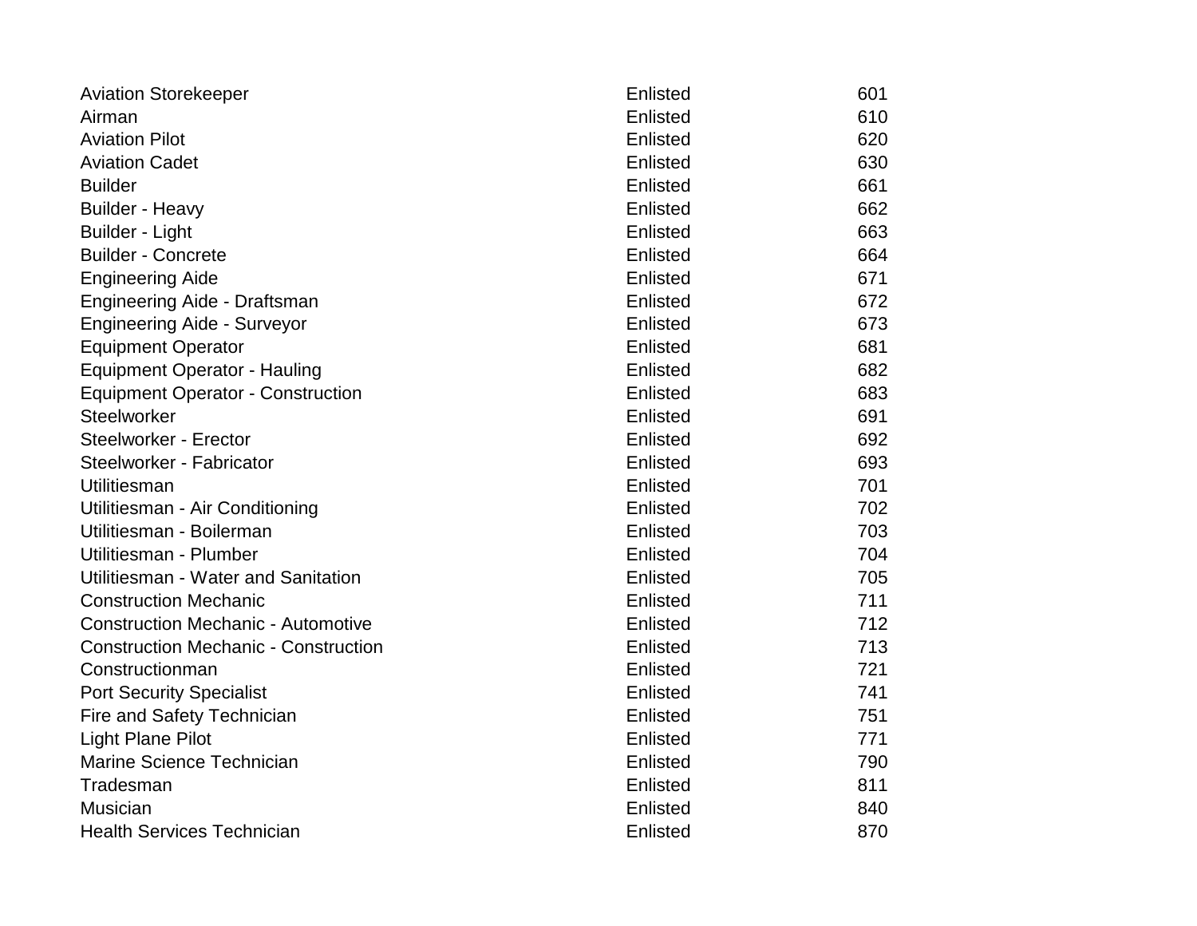| | | |
|---|---|---|
| Aviation Storekeeper | Enlisted | 601 |
| Airman | Enlisted | 610 |
| Aviation Pilot | Enlisted | 620 |
| Aviation Cadet | Enlisted | 630 |
| Builder | Enlisted | 661 |
| Builder - Heavy | Enlisted | 662 |
| Builder - Light | Enlisted | 663 |
| Builder - Concrete | Enlisted | 664 |
| Engineering Aide | Enlisted | 671 |
| Engineering Aide - Draftsman | Enlisted | 672 |
| Engineering Aide - Surveyor | Enlisted | 673 |
| Equipment Operator | Enlisted | 681 |
| Equipment Operator - Hauling | Enlisted | 682 |
| Equipment Operator - Construction | Enlisted | 683 |
| Steelworker | Enlisted | 691 |
| Steelworker - Erector | Enlisted | 692 |
| Steelworker - Fabricator | Enlisted | 693 |
| Utilitiesman | Enlisted | 701 |
| Utilitiesman - Air Conditioning | Enlisted | 702 |
| Utilitiesman - Boilerman | Enlisted | 703 |
| Utilitiesman - Plumber | Enlisted | 704 |
| Utilitiesman - Water and Sanitation | Enlisted | 705 |
| Construction Mechanic | Enlisted | 711 |
| Construction Mechanic - Automotive | Enlisted | 712 |
| Construction Mechanic - Construction | Enlisted | 713 |
| Constructionman | Enlisted | 721 |
| Port Security Specialist | Enlisted | 741 |
| Fire and Safety Technician | Enlisted | 751 |
| Light Plane Pilot | Enlisted | 771 |
| Marine Science Technician | Enlisted | 790 |
| Tradesman | Enlisted | 811 |
| Musician | Enlisted | 840 |
| Health Services Technician | Enlisted | 870 |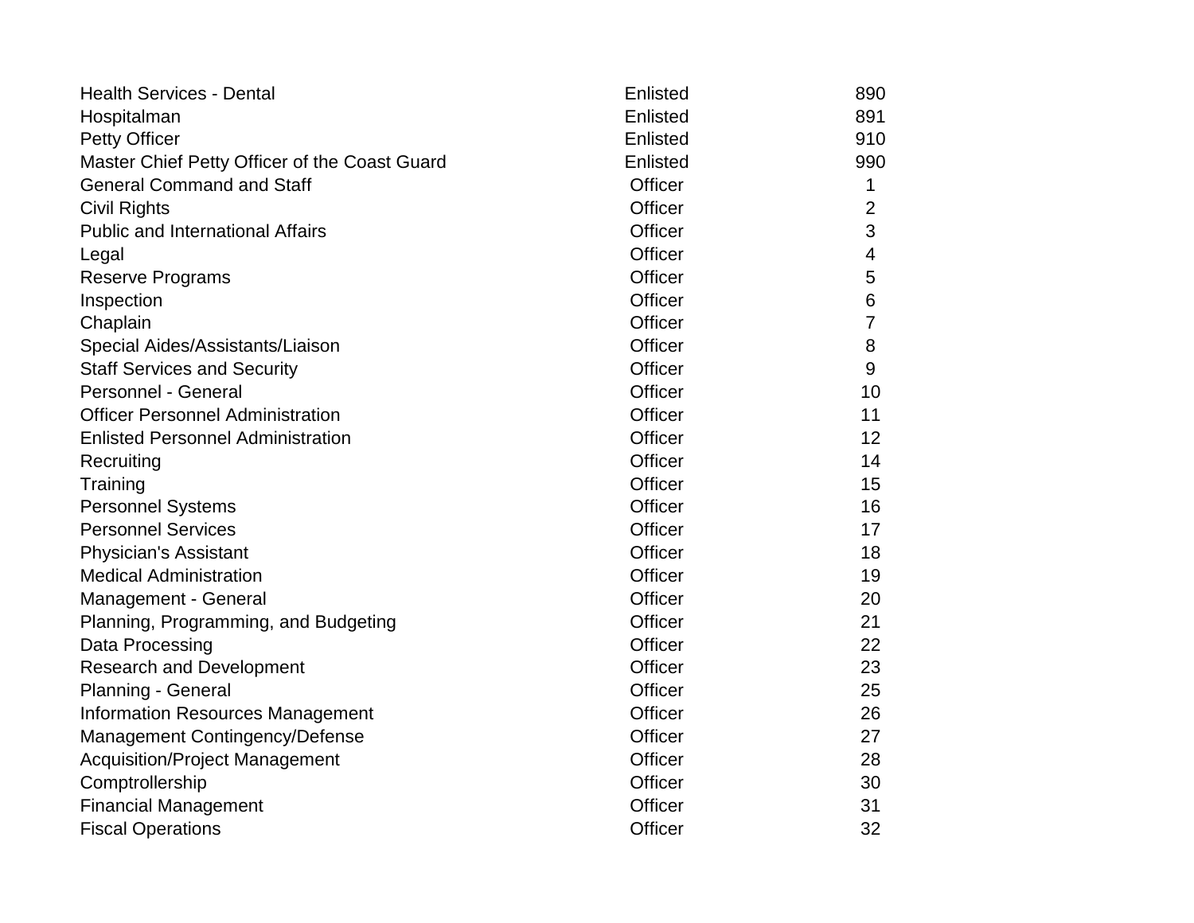| | | |
|---|---|---|
| Health Services - Dental | Enlisted | 890 |
| Hospitalman | Enlisted | 891 |
| Petty Officer | Enlisted | 910 |
| Master Chief Petty Officer of the Coast Guard | Enlisted | 990 |
| General Command and Staff | Officer | 1 |
| Civil Rights | Officer | 2 |
| Public and International Affairs | Officer | 3 |
| Legal | Officer | 4 |
| Reserve Programs | Officer | 5 |
| Inspection | Officer | 6 |
| Chaplain | Officer | 7 |
| Special Aides/Assistants/Liaison | Officer | 8 |
| Staff Services and Security | Officer | 9 |
| Personnel - General | Officer | 10 |
| Officer Personnel Administration | Officer | 11 |
| Enlisted Personnel Administration | Officer | 12 |
| Recruiting | Officer | 14 |
| Training | Officer | 15 |
| Personnel Systems | Officer | 16 |
| Personnel Services | Officer | 17 |
| Physician's Assistant | Officer | 18 |
| Medical Administration | Officer | 19 |
| Management - General | Officer | 20 |
| Planning, Programming, and Budgeting | Officer | 21 |
| Data Processing | Officer | 22 |
| Research and Development | Officer | 23 |
| Planning - General | Officer | 25 |
| Information Resources Management | Officer | 26 |
| Management Contingency/Defense | Officer | 27 |
| Acquisition/Project Management | Officer | 28 |
| Comptrollership | Officer | 30 |
| Financial Management | Officer | 31 |
| Fiscal Operations | Officer | 32 |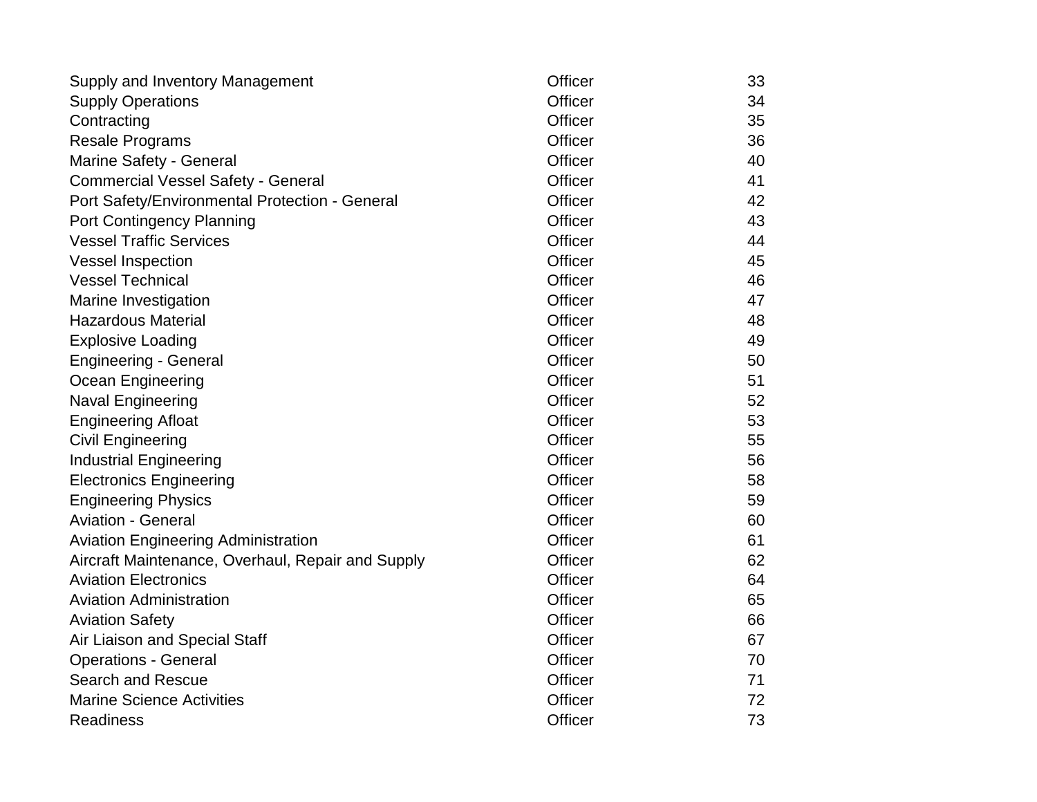| | | |
|---|---|---|
| Supply and Inventory Management | Officer | 33 |
| Supply Operations | Officer | 34 |
| Contracting | Officer | 35 |
| Resale Programs | Officer | 36 |
| Marine Safety - General | Officer | 40 |
| Commercial Vessel Safety - General | Officer | 41 |
| Port Safety/Environmental Protection - General | Officer | 42 |
| Port Contingency Planning | Officer | 43 |
| Vessel Traffic Services | Officer | 44 |
| Vessel Inspection | Officer | 45 |
| Vessel Technical | Officer | 46 |
| Marine Investigation | Officer | 47 |
| Hazardous Material | Officer | 48 |
| Explosive Loading | Officer | 49 |
| Engineering - General | Officer | 50 |
| Ocean Engineering | Officer | 51 |
| Naval Engineering | Officer | 52 |
| Engineering Afloat | Officer | 53 |
| Civil Engineering | Officer | 55 |
| Industrial Engineering | Officer | 56 |
| Electronics Engineering | Officer | 58 |
| Engineering Physics | Officer | 59 |
| Aviation - General | Officer | 60 |
| Aviation Engineering Administration | Officer | 61 |
| Aircraft Maintenance, Overhaul, Repair and Supply | Officer | 62 |
| Aviation Electronics | Officer | 64 |
| Aviation Administration | Officer | 65 |
| Aviation Safety | Officer | 66 |
| Air Liaison and Special Staff | Officer | 67 |
| Operations - General | Officer | 70 |
| Search and Rescue | Officer | 71 |
| Marine Science Activities | Officer | 72 |
| Readiness | Officer | 73 |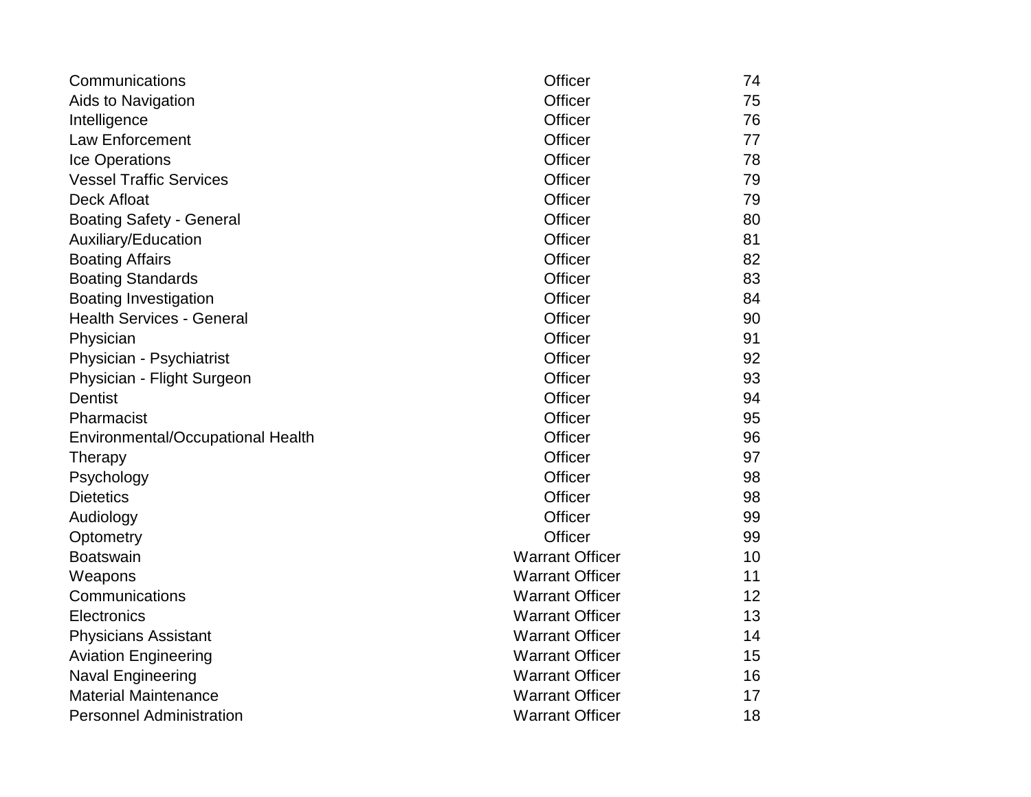| | | |
|---|---|---|
| Communications | Officer | 74 |
| Aids to Navigation | Officer | 75 |
| Intelligence | Officer | 76 |
| Law Enforcement | Officer | 77 |
| Ice Operations | Officer | 78 |
| Vessel Traffic Services | Officer | 79 |
| Deck Afloat | Officer | 79 |
| Boating Safety - General | Officer | 80 |
| Auxiliary/Education | Officer | 81 |
| Boating Affairs | Officer | 82 |
| Boating Standards | Officer | 83 |
| Boating Investigation | Officer | 84 |
| Health Services - General | Officer | 90 |
| Physician | Officer | 91 |
| Physician - Psychiatrist | Officer | 92 |
| Physician - Flight Surgeon | Officer | 93 |
| Dentist | Officer | 94 |
| Pharmacist | Officer | 95 |
| Environmental/Occupational Health | Officer | 96 |
| Therapy | Officer | 97 |
| Psychology | Officer | 98 |
| Dietetics | Officer | 98 |
| Audiology | Officer | 99 |
| Optometry | Officer | 99 |
| Boatswain | Warrant Officer | 10 |
| Weapons | Warrant Officer | 11 |
| Communications | Warrant Officer | 12 |
| Electronics | Warrant Officer | 13 |
| Physicians Assistant | Warrant Officer | 14 |
| Aviation Engineering | Warrant Officer | 15 |
| Naval Engineering | Warrant Officer | 16 |
| Material Maintenance | Warrant Officer | 17 |
| Personnel Administration | Warrant Officer | 18 |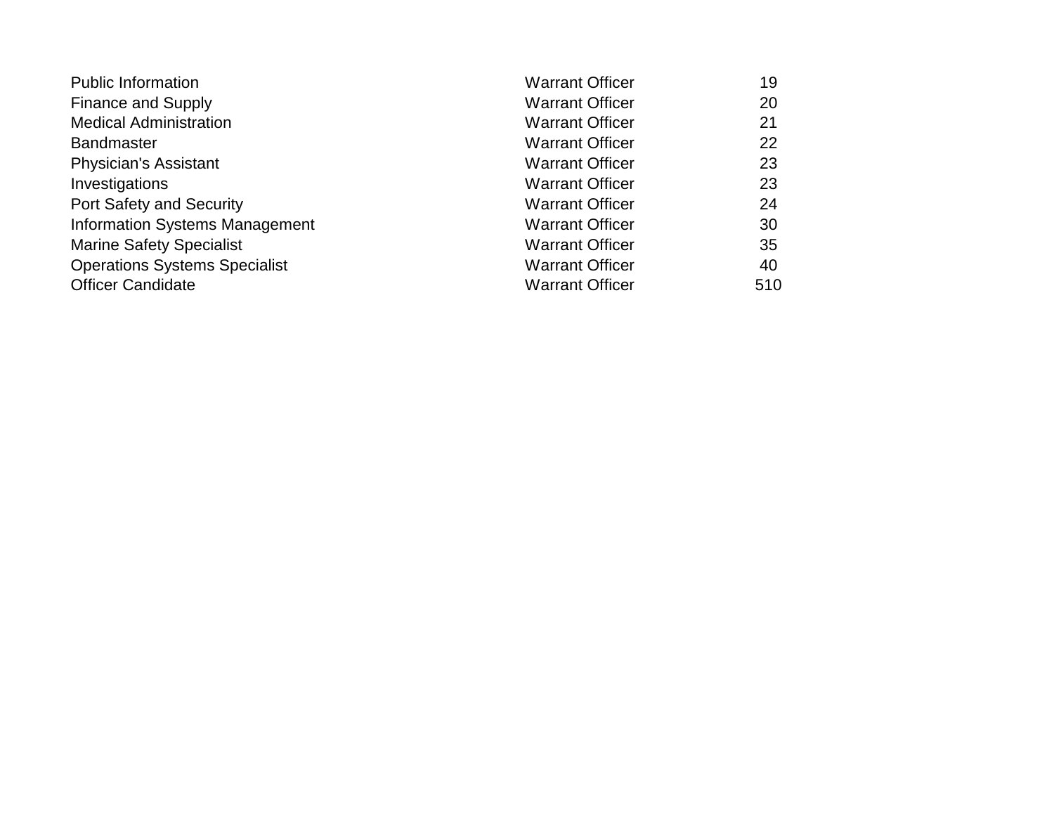| | | |
|---|---|---|
| Public Information | Warrant Officer | 19 |
| Finance and Supply | Warrant Officer | 20 |
| Medical Administration | Warrant Officer | 21 |
| Bandmaster | Warrant Officer | 22 |
| Physician's Assistant | Warrant Officer | 23 |
| Investigations | Warrant Officer | 23 |
| Port Safety and Security | Warrant Officer | 24 |
| Information Systems Management | Warrant Officer | 30 |
| Marine Safety Specialist | Warrant Officer | 35 |
| Operations Systems Specialist | Warrant Officer | 40 |
| Officer Candidate | Warrant Officer | 510 |